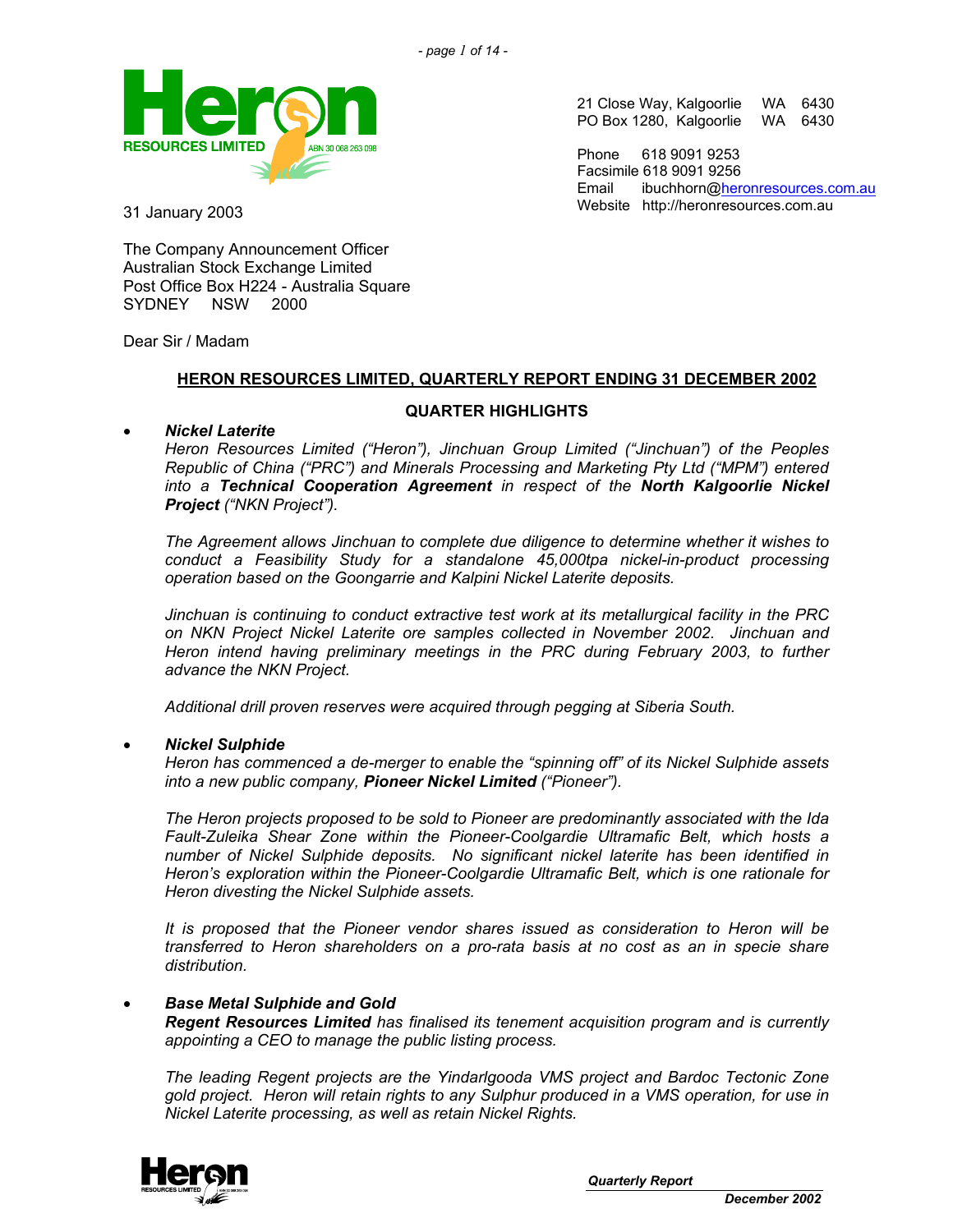21 Close Way, Kalgoorlie WA 6430
PO Box 1280, Kalgoorlie WA 6430

Phone 618 9091 9253
Facsimile 618 9091 9256
Email ibuchhorn@heronresources.com.au
Website http://heronresources.com.au

31 January 2003

The Company Announcement Officer
Australian Stock Exchange Limited
Post Office Box H224 - Australia Square
SYDNEY NSW 2000

Dear Sir / Madam

## HERON RESOURCES LIMITED, QUARTERLY REPORT ENDING 31 DECEMBER 2002

### QUARTER HIGHLIGHTS

- ***Nickel Laterite***

  *Heron Resources Limited ("Heron"), Jinchuan Group Limited ("Jinchuan") of the Peoples Republic of China ("PRC") and Minerals Processing and Marketing Pty Ltd ("MPM") entered into a* ***Technical Cooperation Agreement*** *in respect of the* ***North Kalgoorlie Nickel Project*** *("NKN Project").*

  *The Agreement allows Jinchuan to complete due diligence to determine whether it wishes to conduct a Feasibility Study for a standalone 45,000tpa nickel-in-product processing operation based on the Goongarrie and Kalpini Nickel Laterite deposits.*

  *Jinchuan is continuing to conduct extractive test work at its metallurgical facility in the PRC on NKN Project Nickel Laterite ore samples collected in November 2002. Jinchuan and Heron intend having preliminary meetings in the PRC during February 2003, to further advance the NKN Project.*

  *Additional drill proven reserves were acquired through pegging at Siberia South.*

- ***Nickel Sulphide***

  *Heron has commenced a de-merger to enable the "spinning off" of its Nickel Sulphide assets into a new public company,* ***Pioneer Nickel Limited*** *("Pioneer").*

  *The Heron projects proposed to be sold to Pioneer are predominantly associated with the Ida Fault-Zuleika Shear Zone within the Pioneer-Coolgardie Ultramafic Belt, which hosts a number of Nickel Sulphide deposits. No significant nickel laterite has been identified in Heron's exploration within the Pioneer-Coolgardie Ultramafic Belt, which is one rationale for Heron divesting the Nickel Sulphide assets.*

  *It is proposed that the Pioneer vendor shares issued as consideration to Heron will be transferred to Heron shareholders on a pro-rata basis at no cost as an in specie share distribution.*

- ***Base Metal Sulphide and Gold***

  ***Regent Resources Limited*** *has finalised its tenement acquisition program and is currently appointing a CEO to manage the public listing process.*

  *The leading Regent projects are the Yindarlgooda VMS project and Bardoc Tectonic Zone gold project. Heron will retain rights to any Sulphur produced in a VMS operation, for use in Nickel Laterite processing, as well as retain Nickel Rights.*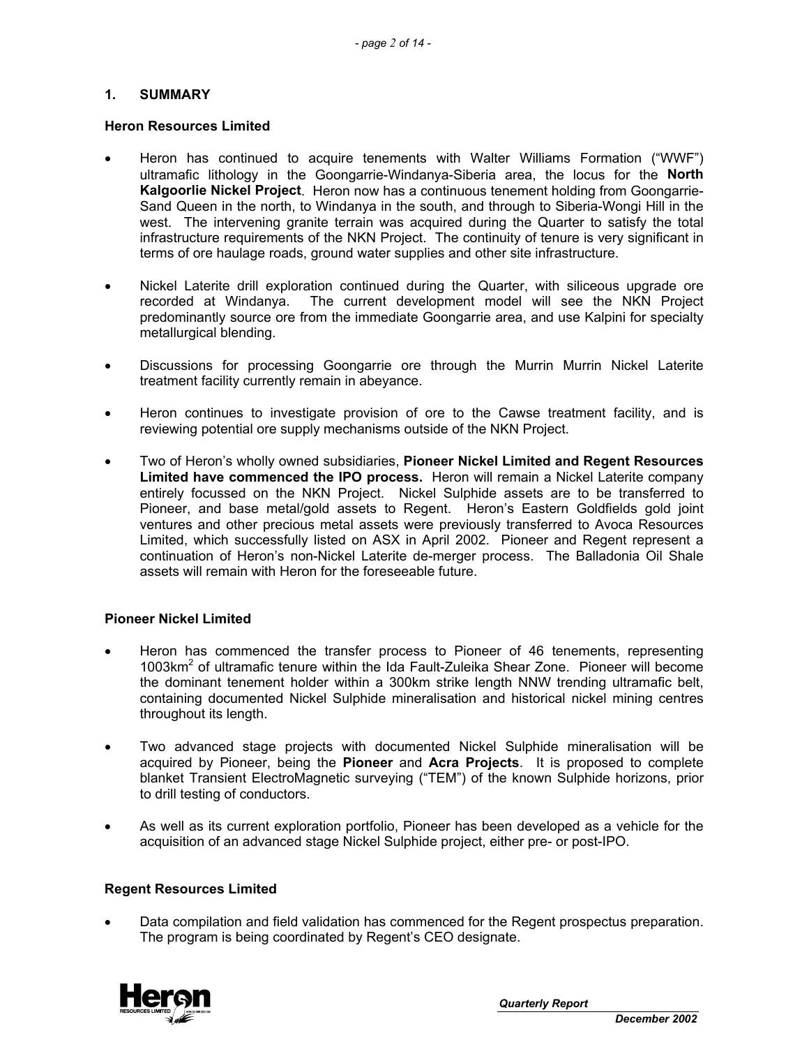## 1. SUMMARY

### Heron Resources Limited

- Heron has continued to acquire tenements with Walter Williams Formation ("WWF") ultramafic lithology in the Goongarrie-Windanya-Siberia area, the locus for the **North Kalgoorlie Nickel Project**. Heron now has a continuous tenement holding from Goongarrie-Sand Queen in the north, to Windanya in the south, and through to Siberia-Wongi Hill in the west. The intervening granite terrain was acquired during the Quarter to satisfy the total infrastructure requirements of the NKN Project. The continuity of tenure is very significant in terms of ore haulage roads, ground water supplies and other site infrastructure.
- Nickel Laterite drill exploration continued during the Quarter, with siliceous upgrade ore recorded at Windanya. The current development model will see the NKN Project predominantly source ore from the immediate Goongarrie area, and use Kalpini for specialty metallurgical blending.
- Discussions for processing Goongarrie ore through the Murrin Murrin Nickel Laterite treatment facility currently remain in abeyance.
- Heron continues to investigate provision of ore to the Cawse treatment facility, and is reviewing potential ore supply mechanisms outside of the NKN Project.
- Two of Heron's wholly owned subsidiaries, **Pioneer Nickel Limited and Regent Resources Limited have commenced the IPO process.** Heron will remain a Nickel Laterite company entirely focussed on the NKN Project. Nickel Sulphide assets are to be transferred to Pioneer, and base metal/gold assets to Regent. Heron's Eastern Goldfields gold joint ventures and other precious metal assets were previously transferred to Avoca Resources Limited, which successfully listed on ASX in April 2002. Pioneer and Regent represent a continuation of Heron's non-Nickel Laterite de-merger process. The Balladonia Oil Shale assets will remain with Heron for the foreseeable future.

### Pioneer Nickel Limited

- Heron has commenced the transfer process to Pioneer of 46 tenements, representing 1003km$^2$ of ultramafic tenure within the Ida Fault-Zuleika Shear Zone. Pioneer will become the dominant tenement holder within a 300km strike length NNW trending ultramafic belt, containing documented Nickel Sulphide mineralisation and historical nickel mining centres throughout its length.
- Two advanced stage projects with documented Nickel Sulphide mineralisation will be acquired by Pioneer, being the **Pioneer** and **Acra Projects**. It is proposed to complete blanket Transient ElectroMagnetic surveying ("TEM") of the known Sulphide horizons, prior to drill testing of conductors.
- As well as its current exploration portfolio, Pioneer has been developed as a vehicle for the acquisition of an advanced stage Nickel Sulphide project, either pre- or post-IPO.

### Regent Resources Limited

- Data compilation and field validation has commenced for the Regent prospectus preparation. The program is being coordinated by Regent's CEO designate.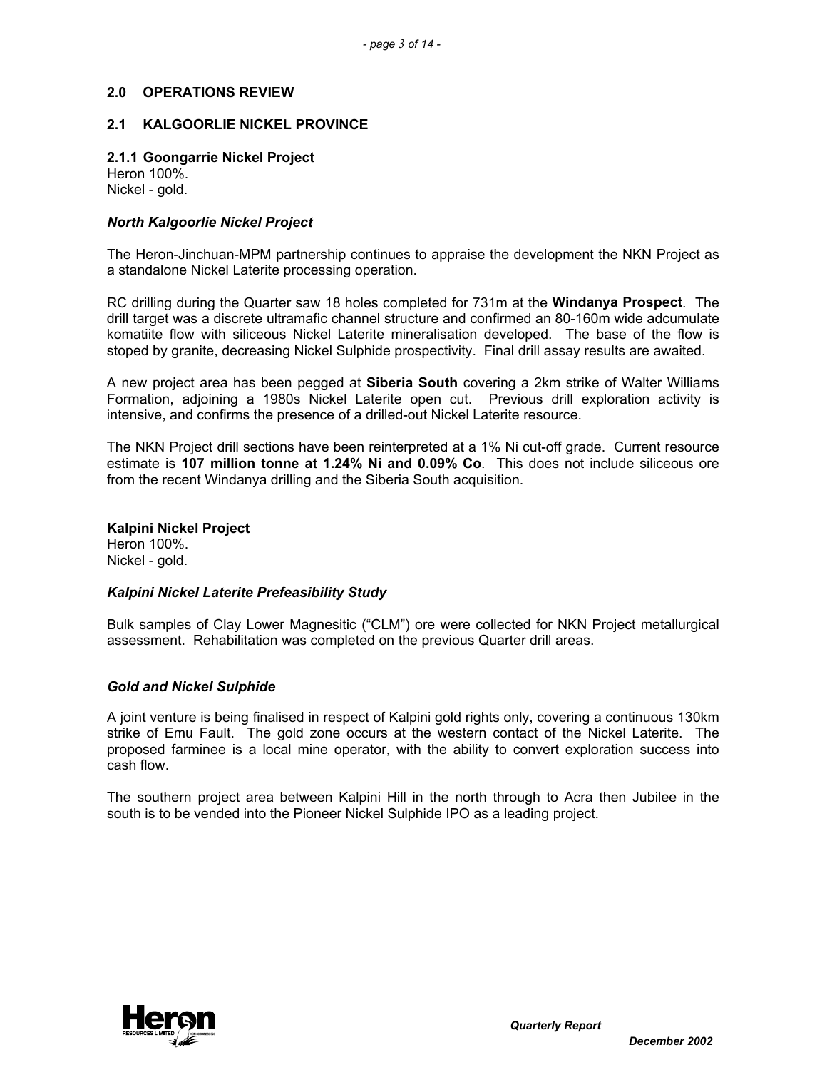## 2.0 OPERATIONS REVIEW

### 2.1 KALGOORLIE NICKEL PROVINCE

#### 2.1.1 Goongarrie Nickel Project

Heron 100%.
Nickel - gold.

***North Kalgoorlie Nickel Project***

The Heron-Jinchuan-MPM partnership continues to appraise the development the NKN Project as a standalone Nickel Laterite processing operation.

RC drilling during the Quarter saw 18 holes completed for 731m at the **Windanya Prospect**. The drill target was a discrete ultramafic channel structure and confirmed an 80-160m wide adcumulate komatiite flow with siliceous Nickel Laterite mineralisation developed. The base of the flow is stoped by granite, decreasing Nickel Sulphide prospectivity. Final drill assay results are awaited.

A new project area has been pegged at **Siberia South** covering a 2km strike of Walter Williams Formation, adjoining a 1980s Nickel Laterite open cut. Previous drill exploration activity is intensive, and confirms the presence of a drilled-out Nickel Laterite resource.

The NKN Project drill sections have been reinterpreted at a 1% Ni cut-off grade. Current resource estimate is **107 million tonne at 1.24% Ni and 0.09% Co**. This does not include siliceous ore from the recent Windanya drilling and the Siberia South acquisition.

**Kalpini Nickel Project**

Heron 100%.
Nickel - gold.

***Kalpini Nickel Laterite Prefeasibility Study***

Bulk samples of Clay Lower Magnesitic ("CLM") ore were collected for NKN Project metallurgical assessment. Rehabilitation was completed on the previous Quarter drill areas.

***Gold and Nickel Sulphide***

A joint venture is being finalised in respect of Kalpini gold rights only, covering a continuous 130km strike of Emu Fault. The gold zone occurs at the western contact of the Nickel Laterite. The proposed farminee is a local mine operator, with the ability to convert exploration success into cash flow.

The southern project area between Kalpini Hill in the north through to Acra then Jubilee in the south is to be vended into the Pioneer Nickel Sulphide IPO as a leading project.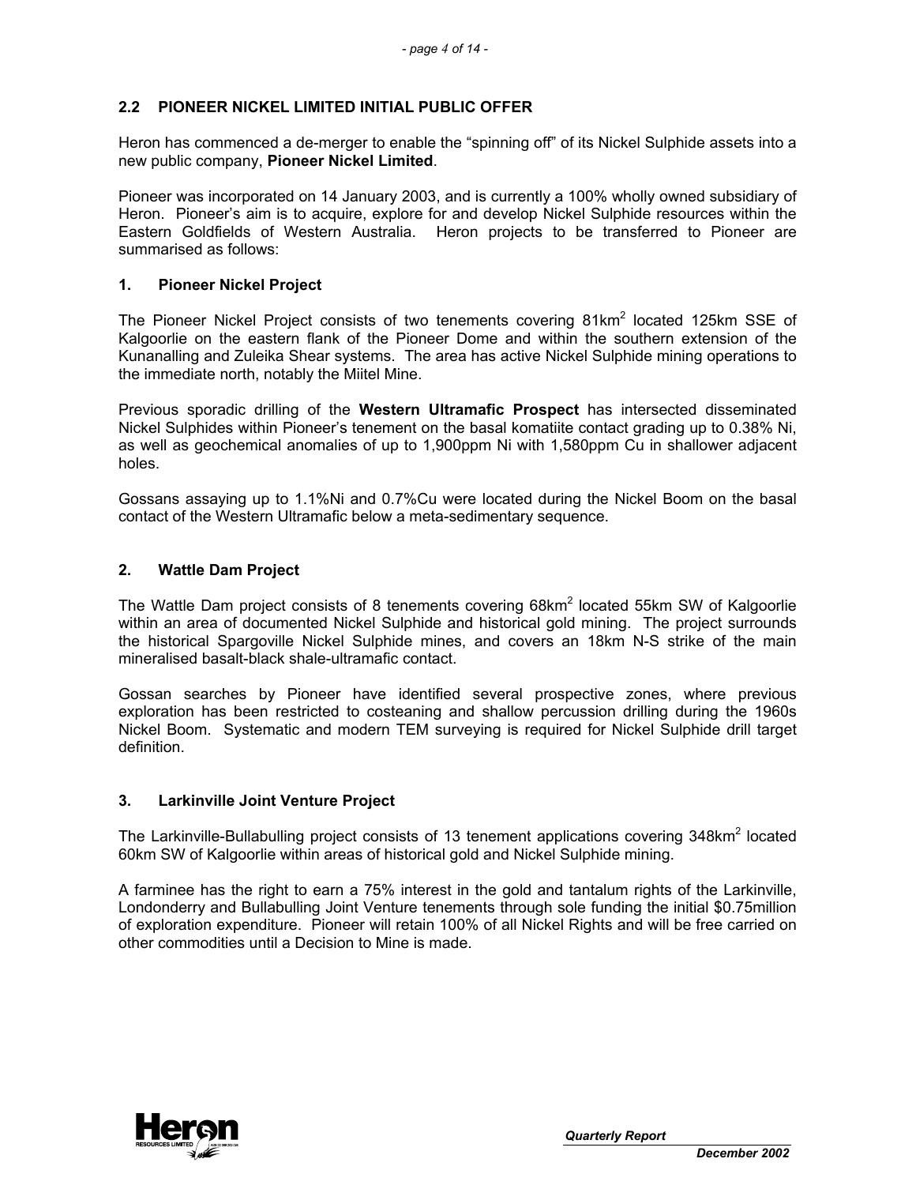## 2.2 PIONEER NICKEL LIMITED INITIAL PUBLIC OFFER

Heron has commenced a de-merger to enable the "spinning off" of its Nickel Sulphide assets into a new public company, **Pioneer Nickel Limited**.

Pioneer was incorporated on 14 January 2003, and is currently a 100% wholly owned subsidiary of Heron. Pioneer's aim is to acquire, explore for and develop Nickel Sulphide resources within the Eastern Goldfields of Western Australia. Heron projects to be transferred to Pioneer are summarised as follows:

### 1. Pioneer Nickel Project

The Pioneer Nickel Project consists of two tenements covering 81km$^2$ located 125km SSE of Kalgoorlie on the eastern flank of the Pioneer Dome and within the southern extension of the Kunanalling and Zuleika Shear systems. The area has active Nickel Sulphide mining operations to the immediate north, notably the Miitel Mine.

Previous sporadic drilling of the **Western Ultramafic Prospect** has intersected disseminated Nickel Sulphides within Pioneer's tenement on the basal komatiite contact grading up to 0.38% Ni, as well as geochemical anomalies of up to 1,900ppm Ni with 1,580ppm Cu in shallower adjacent holes.

Gossans assaying up to 1.1%Ni and 0.7%Cu were located during the Nickel Boom on the basal contact of the Western Ultramafic below a meta-sedimentary sequence.

### 2. Wattle Dam Project

The Wattle Dam project consists of 8 tenements covering 68km$^2$ located 55km SW of Kalgoorlie within an area of documented Nickel Sulphide and historical gold mining. The project surrounds the historical Spargoville Nickel Sulphide mines, and covers an 18km N-S strike of the main mineralised basalt-black shale-ultramafic contact.

Gossan searches by Pioneer have identified several prospective zones, where previous exploration has been restricted to costeaning and shallow percussion drilling during the 1960s Nickel Boom. Systematic and modern TEM surveying is required for Nickel Sulphide drill target definition.

### 3. Larkinville Joint Venture Project

The Larkinville-Bullabulling project consists of 13 tenement applications covering 348km$^2$ located 60km SW of Kalgoorlie within areas of historical gold and Nickel Sulphide mining.

A farminee has the right to earn a 75% interest in the gold and tantalum rights of the Larkinville, Londonderry and Bullabulling Joint Venture tenements through sole funding the initial $0.75million of exploration expenditure. Pioneer will retain 100% of all Nickel Rights and will be free carried on other commodities until a Decision to Mine is made.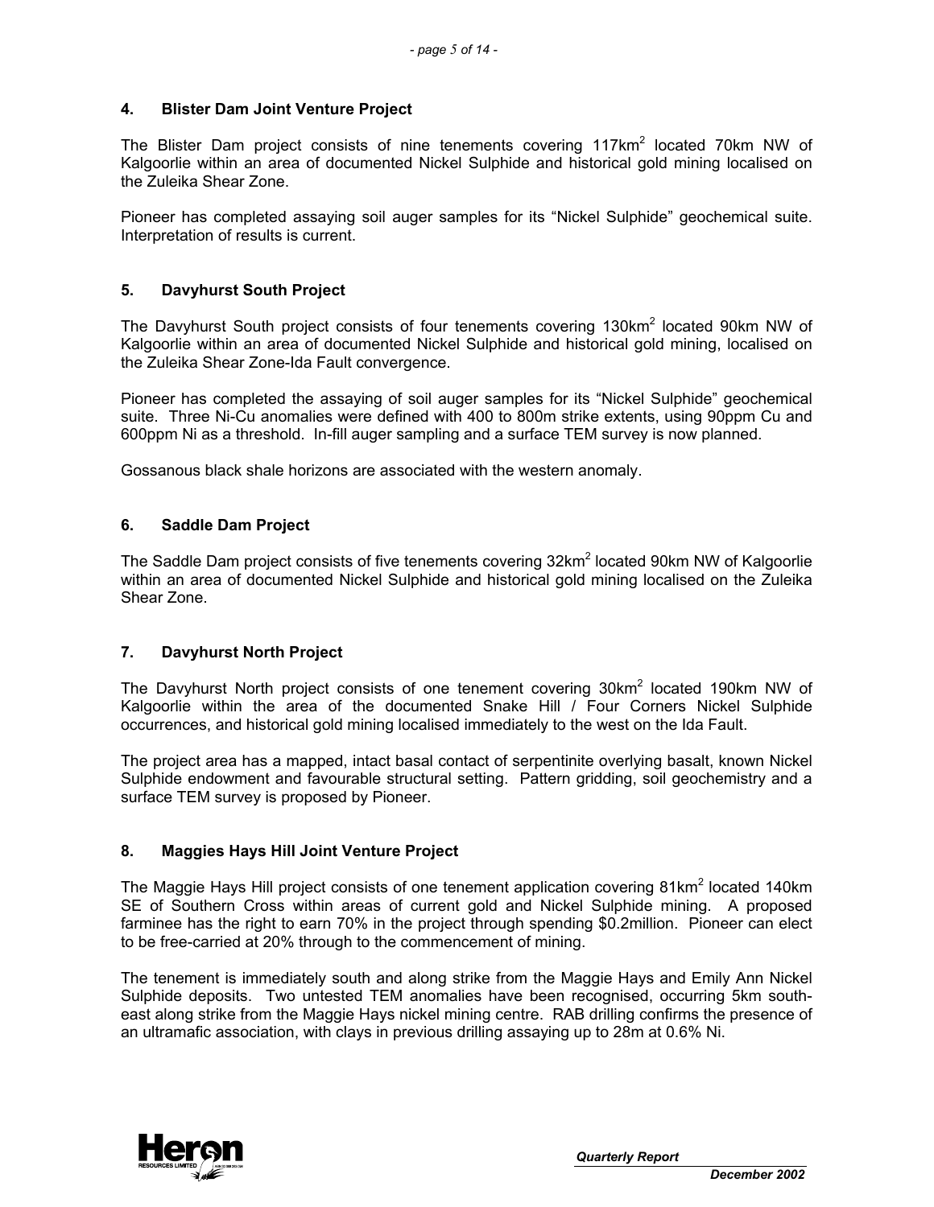## 4. Blister Dam Joint Venture Project

The Blister Dam project consists of nine tenements covering 117km$^2$ located 70km NW of Kalgoorlie within an area of documented Nickel Sulphide and historical gold mining localised on the Zuleika Shear Zone.

Pioneer has completed assaying soil auger samples for its "Nickel Sulphide" geochemical suite. Interpretation of results is current.

## 5. Davyhurst South Project

The Davyhurst South project consists of four tenements covering 130km$^2$ located 90km NW of Kalgoorlie within an area of documented Nickel Sulphide and historical gold mining, localised on the Zuleika Shear Zone-Ida Fault convergence.

Pioneer has completed the assaying of soil auger samples for its "Nickel Sulphide" geochemical suite. Three Ni-Cu anomalies were defined with 400 to 800m strike extents, using 90ppm Cu and 600ppm Ni as a threshold. In-fill auger sampling and a surface TEM survey is now planned.

Gossanous black shale horizons are associated with the western anomaly.

## 6. Saddle Dam Project

The Saddle Dam project consists of five tenements covering 32km$^2$ located 90km NW of Kalgoorlie within an area of documented Nickel Sulphide and historical gold mining localised on the Zuleika Shear Zone.

## 7. Davyhurst North Project

The Davyhurst North project consists of one tenement covering 30km$^2$ located 190km NW of Kalgoorlie within the area of the documented Snake Hill / Four Corners Nickel Sulphide occurrences, and historical gold mining localised immediately to the west on the Ida Fault.

The project area has a mapped, intact basal contact of serpentinite overlying basalt, known Nickel Sulphide endowment and favourable structural setting. Pattern gridding, soil geochemistry and a surface TEM survey is proposed by Pioneer.

## 8. Maggies Hays Hill Joint Venture Project

The Maggie Hays Hill project consists of one tenement application covering 81km$^2$ located 140km SE of Southern Cross within areas of current gold and Nickel Sulphide mining. A proposed farminee has the right to earn 70% in the project through spending \$0.2million. Pioneer can elect to be free-carried at 20% through to the commencement of mining.

The tenement is immediately south and along strike from the Maggie Hays and Emily Ann Nickel Sulphide deposits. Two untested TEM anomalies have been recognised, occurring 5km south-east along strike from the Maggie Hays nickel mining centre. RAB drilling confirms the presence of an ultramafic association, with clays in previous drilling assaying up to 28m at 0.6% Ni.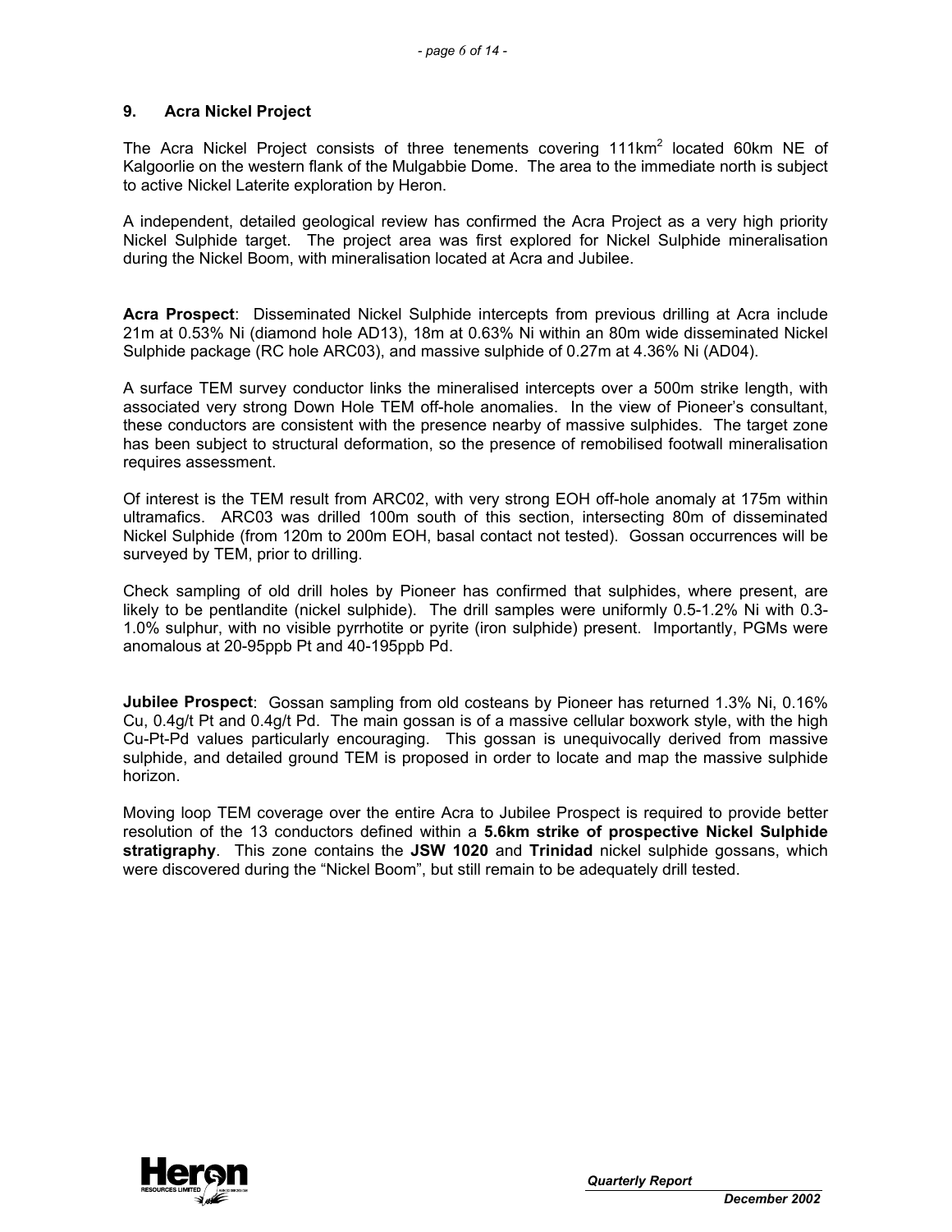## 9. Acra Nickel Project

The Acra Nickel Project consists of three tenements covering 111km$^2$ located 60km NE of Kalgoorlie on the western flank of the Mulgabbie Dome. The area to the immediate north is subject to active Nickel Laterite exploration by Heron.

A independent, detailed geological review has confirmed the Acra Project as a very high priority Nickel Sulphide target. The project area was first explored for Nickel Sulphide mineralisation during the Nickel Boom, with mineralisation located at Acra and Jubilee.

**Acra Prospect**: Disseminated Nickel Sulphide intercepts from previous drilling at Acra include 21m at 0.53% Ni (diamond hole AD13), 18m at 0.63% Ni within an 80m wide disseminated Nickel Sulphide package (RC hole ARC03), and massive sulphide of 0.27m at 4.36% Ni (AD04).

A surface TEM survey conductor links the mineralised intercepts over a 500m strike length, with associated very strong Down Hole TEM off-hole anomalies. In the view of Pioneer's consultant, these conductors are consistent with the presence nearby of massive sulphides. The target zone has been subject to structural deformation, so the presence of remobilised footwall mineralisation requires assessment.

Of interest is the TEM result from ARC02, with very strong EOH off-hole anomaly at 175m within ultramafics. ARC03 was drilled 100m south of this section, intersecting 80m of disseminated Nickel Sulphide (from 120m to 200m EOH, basal contact not tested). Gossan occurrences will be surveyed by TEM, prior to drilling.

Check sampling of old drill holes by Pioneer has confirmed that sulphides, where present, are likely to be pentlandite (nickel sulphide). The drill samples were uniformly 0.5-1.2% Ni with 0.3-1.0% sulphur, with no visible pyrrhotite or pyrite (iron sulphide) present. Importantly, PGMs were anomalous at 20-95ppb Pt and 40-195ppb Pd.

**Jubilee Prospect**: Gossan sampling from old costeans by Pioneer has returned 1.3% Ni, 0.16% Cu, 0.4g/t Pt and 0.4g/t Pd. The main gossan is of a massive cellular boxwork style, with the high Cu-Pt-Pd values particularly encouraging. This gossan is unequivocally derived from massive sulphide, and detailed ground TEM is proposed in order to locate and map the massive sulphide horizon.

Moving loop TEM coverage over the entire Acra to Jubilee Prospect is required to provide better resolution of the 13 conductors defined within a **5.6km strike of prospective Nickel Sulphide stratigraphy**. This zone contains the **JSW 1020** and **Trinidad** nickel sulphide gossans, which were discovered during the "Nickel Boom", but still remain to be adequately drill tested.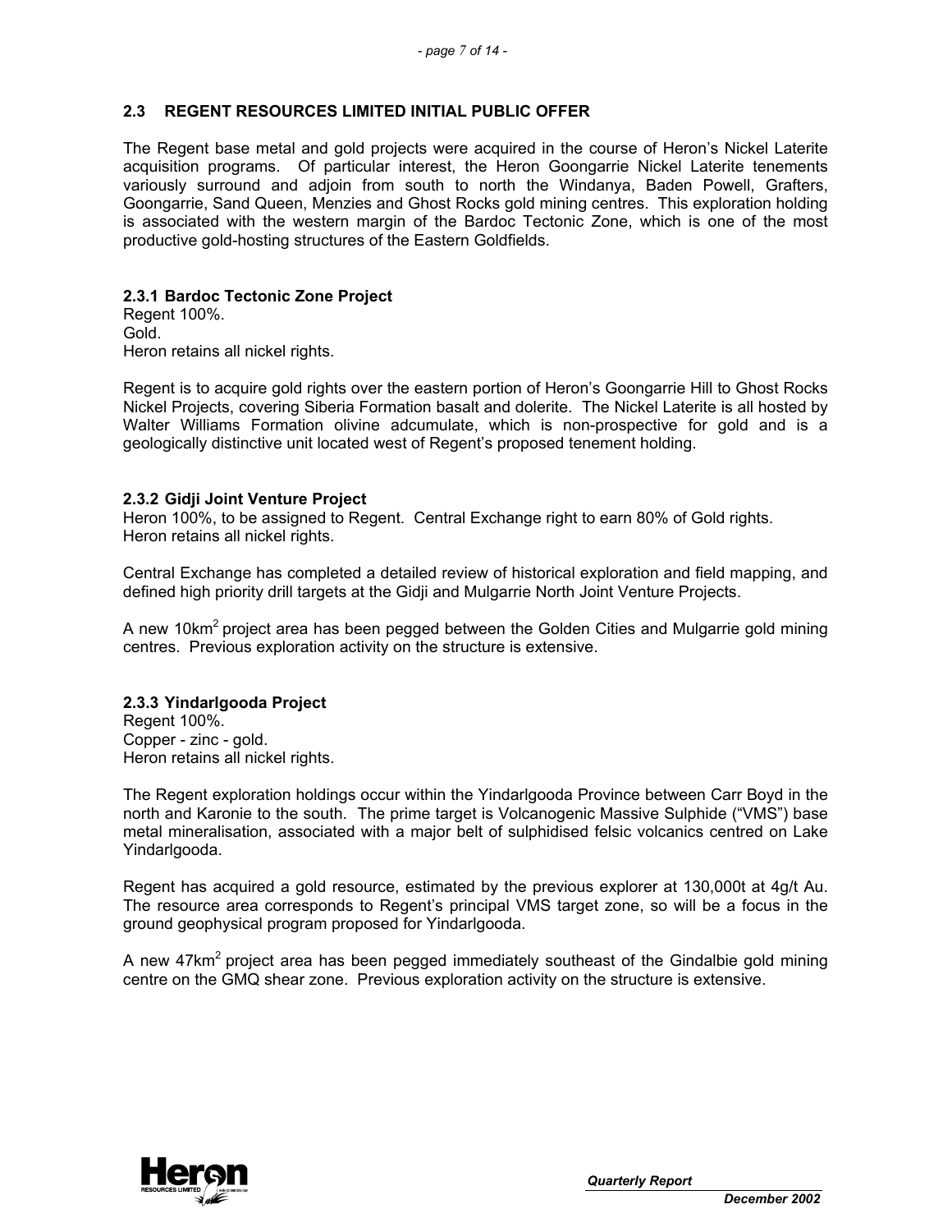## 2.3 REGENT RESOURCES LIMITED INITIAL PUBLIC OFFER

The Regent base metal and gold projects were acquired in the course of Heron's Nickel Laterite acquisition programs. Of particular interest, the Heron Goongarrie Nickel Laterite tenements variously surround and adjoin from south to north the Windanya, Baden Powell, Grafters, Goongarrie, Sand Queen, Menzies and Ghost Rocks gold mining centres. This exploration holding is associated with the western margin of the Bardoc Tectonic Zone, which is one of the most productive gold-hosting structures of the Eastern Goldfields.

### 2.3.1 Bardoc Tectonic Zone Project

Regent 100%.
Gold.
Heron retains all nickel rights.

Regent is to acquire gold rights over the eastern portion of Heron's Goongarrie Hill to Ghost Rocks Nickel Projects, covering Siberia Formation basalt and dolerite. The Nickel Laterite is all hosted by Walter Williams Formation olivine adcumulate, which is non-prospective for gold and is a geologically distinctive unit located west of Regent's proposed tenement holding.

### 2.3.2 Gidji Joint Venture Project

Heron 100%, to be assigned to Regent. Central Exchange right to earn 80% of Gold rights.
Heron retains all nickel rights.

Central Exchange has completed a detailed review of historical exploration and field mapping, and defined high priority drill targets at the Gidji and Mulgarrie North Joint Venture Projects.

A new 10km$^2$ project area has been pegged between the Golden Cities and Mulgarrie gold mining centres. Previous exploration activity on the structure is extensive.

### 2.3.3 Yindarlgooda Project

Regent 100%.
Copper - zinc - gold.
Heron retains all nickel rights.

The Regent exploration holdings occur within the Yindarlgooda Province between Carr Boyd in the north and Karonie to the south. The prime target is Volcanogenic Massive Sulphide ("VMS") base metal mineralisation, associated with a major belt of sulphidised felsic volcanics centred on Lake Yindarlgooda.

Regent has acquired a gold resource, estimated by the previous explorer at 130,000t at 4g/t Au. The resource area corresponds to Regent's principal VMS target zone, so will be a focus in the ground geophysical program proposed for Yindarlgooda.

A new 47km$^2$ project area has been pegged immediately southeast of the Gindalbie gold mining centre on the GMQ shear zone. Previous exploration activity on the structure is extensive.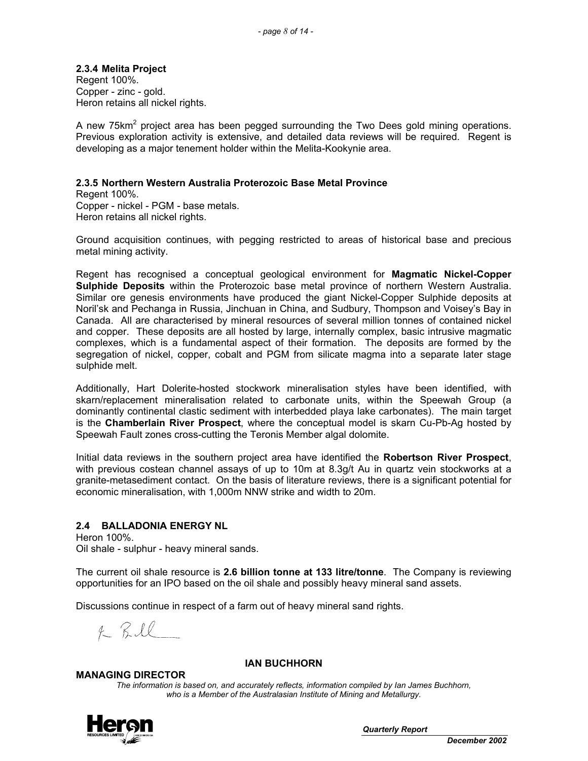### 2.3.4 Melita Project

Regent 100%.
Copper - zinc - gold.
Heron retains all nickel rights.

A new 75km$^2$ project area has been pegged surrounding the Two Dees gold mining operations. Previous exploration activity is extensive, and detailed data reviews will be required. Regent is developing as a major tenement holder within the Melita-Kookynie area.

### 2.3.5 Northern Western Australia Proterozoic Base Metal Province

Regent 100%.
Copper - nickel - PGM - base metals.
Heron retains all nickel rights.

Ground acquisition continues, with pegging restricted to areas of historical base and precious metal mining activity.

Regent has recognised a conceptual geological environment for **Magmatic Nickel-Copper Sulphide Deposits** within the Proterozoic base metal province of northern Western Australia. Similar ore genesis environments have produced the giant Nickel-Copper Sulphide deposits at Noril'sk and Pechanga in Russia, Jinchuan in China, and Sudbury, Thompson and Voisey's Bay in Canada. All are characterised by mineral resources of several million tonnes of contained nickel and copper. These deposits are all hosted by large, internally complex, basic intrusive magmatic complexes, which is a fundamental aspect of their formation. The deposits are formed by the segregation of nickel, copper, cobalt and PGM from silicate magma into a separate later stage sulphide melt.

Additionally, Hart Dolerite-hosted stockwork mineralisation styles have been identified, with skarn/replacement mineralisation related to carbonate units, within the Speewah Group (a dominantly continental clastic sediment with interbedded playa lake carbonates). The main target is the **Chamberlain River Prospect**, where the conceptual model is skarn Cu-Pb-Ag hosted by Speewah Fault zones cross-cutting the Teronis Member algal dolomite.

Initial data reviews in the southern project area have identified the **Robertson River Prospect**, with previous costean channel assays of up to 10m at 8.3g/t Au in quartz vein stockworks at a granite-metasediment contact. On the basis of literature reviews, there is a significant potential for economic mineralisation, with 1,000m NNW strike and width to 20m.

## 2.4 BALLADONIA ENERGY NL

Heron 100%.
Oil shale - sulphur - heavy mineral sands.

The current oil shale resource is **2.6 billion tonne at 133 litre/tonne**. The Company is reviewing opportunities for an IPO based on the oil shale and possibly heavy mineral sand assets.

Discussions continue in respect of a farm out of heavy mineral sand rights.

**IAN BUCHHORN**
**MANAGING DIRECTOR**

*The information is based on, and accurately reflects, information compiled by Ian James Buchhorn, who is a Member of the Australasian Institute of Mining and Metallurgy.*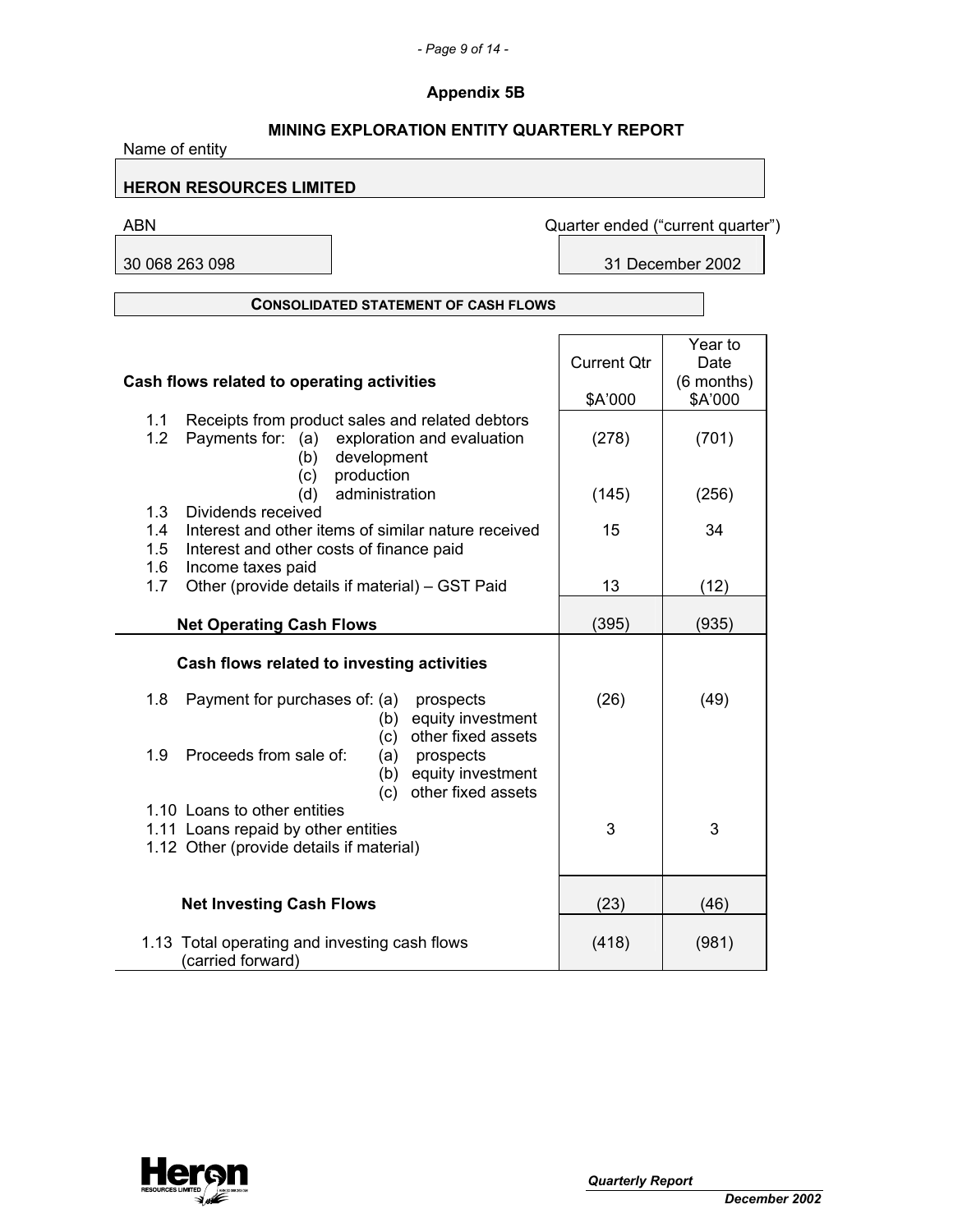## Appendix 5B

### MINING EXPLORATION ENTITY QUARTERLY REPORT

Name of entity

**HERON RESOURCES LIMITED**

| ABN | Quarter ended ("current quarter") |
|---|---|
| 30 068 263 098 | 31 December 2002 |

**CONSOLIDATED STATEMENT OF CASH FLOWS**

| Cash flows related to operating activities | Current Qtr $A'000 | Year to Date (6 months) $A'000 |
|---|---|---|
| 1.1 Receipts from product sales and related debtors | | |
| 1.2 Payments for: (a) exploration and evaluation | (278) | (701) |
| (b) development | | |
| (c) production | | |
| (d) administration | (145) | (256) |
| 1.3 Dividends received | | |
| 1.4 Interest and other items of similar nature received | 15 | 34 |
| 1.5 Interest and other costs of finance paid | | |
| 1.6 Income taxes paid | | |
| 1.7 Other (provide details if material) – GST Paid | 13 | (12) |
| **Net Operating Cash Flows** | (395) | (935) |
| **Cash flows related to investing activities** | | |
| 1.8 Payment for purchases of: (a) prospects | (26) | (49) |
| (b) equity investment | | |
| (c) other fixed assets | | |
| 1.9 Proceeds from sale of: (a) prospects | | |
| (b) equity investment | | |
| (c) other fixed assets | | |
| 1.10 Loans to other entities | | |
| 1.11 Loans repaid by other entities | 3 | 3 |
| 1.12 Other (provide details if material) | | |
| **Net Investing Cash Flows** | (23) | (46) |
| 1.13 Total operating and investing cash flows (carried forward) | (418) | (981) |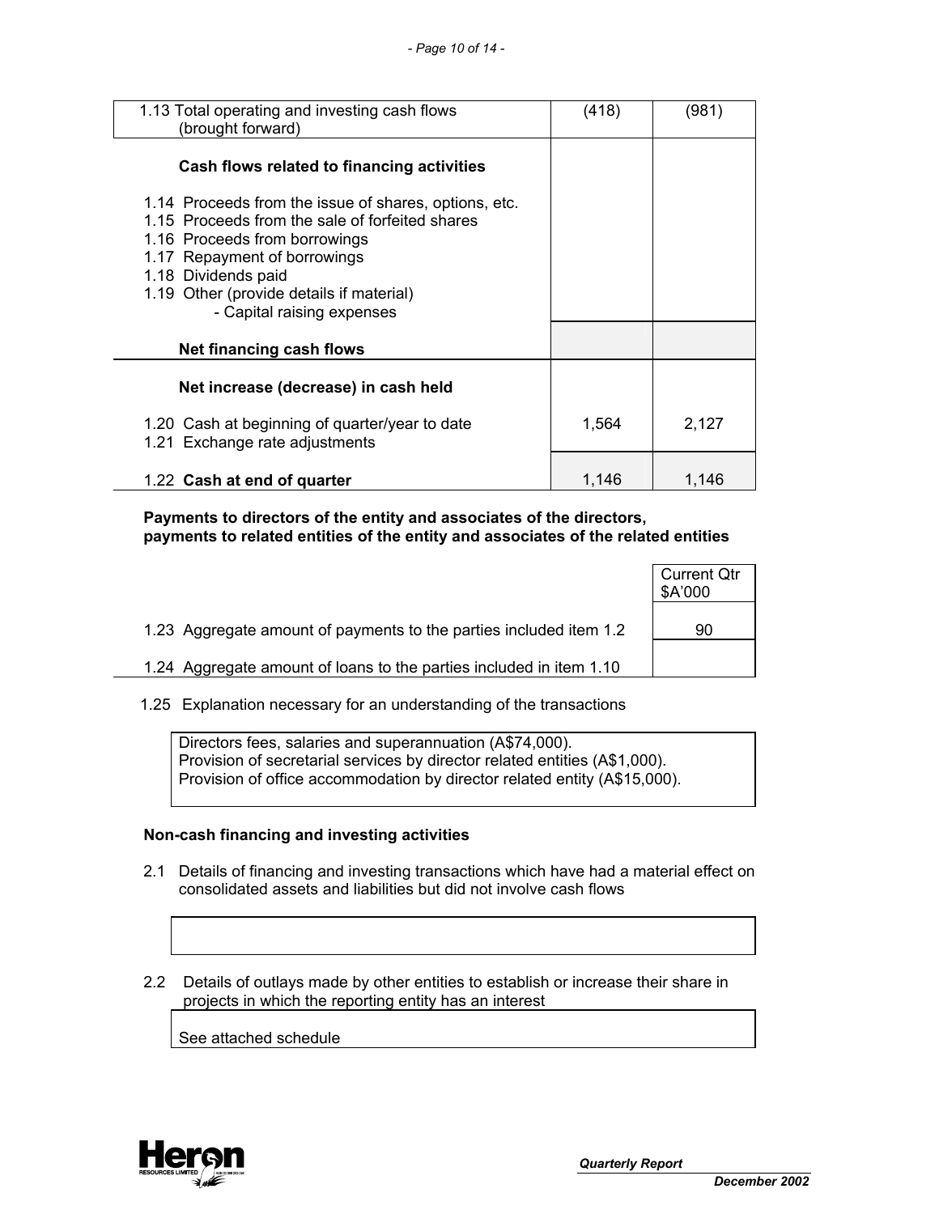| | | |
|---|---|---|
| 1.13 Total operating and investing cash flows (brought forward) | (418) | (981) |
| **Cash flows related to financing activities** | | |
| 1.14 Proceeds from the issue of shares, options, etc. | | |
| 1.15 Proceeds from the sale of forfeited shares | | |
| 1.16 Proceeds from borrowings | | |
| 1.17 Repayment of borrowings | | |
| 1.18 Dividends paid | | |
| 1.19 Other (provide details if material) - Capital raising expenses | | |
| **Net financing cash flows** | | |
| **Net increase (decrease) in cash held** | | |
| 1.20 Cash at beginning of quarter/year to date | 1,564 | 2,127 |
| 1.21 Exchange rate adjustments | | |
| 1.22 **Cash at end of quarter** | 1,146 | 1,146 |

**Payments to directors of the entity and associates of the directors, payments to related entities of the entity and associates of the related entities**

| | Current Qtr $A'000 |
|---|---|
| 1.23 Aggregate amount of payments to the parties included item 1.2 | 90 |
| 1.24 Aggregate amount of loans to the parties included in item 1.10 | |

1.25 Explanation necessary for an understanding of the transactions

Directors fees, salaries and superannuation (A$74,000).
Provision of secretarial services by director related entities (A$1,000).
Provision of office accommodation by director related entity (A$15,000).

**Non-cash financing and investing activities**

2.1 Details of financing and investing transactions which have had a material effect on consolidated assets and liabilities but did not involve cash flows

2.2 Details of outlays made by other entities to establish or increase their share in projects in which the reporting entity has an interest

See attached schedule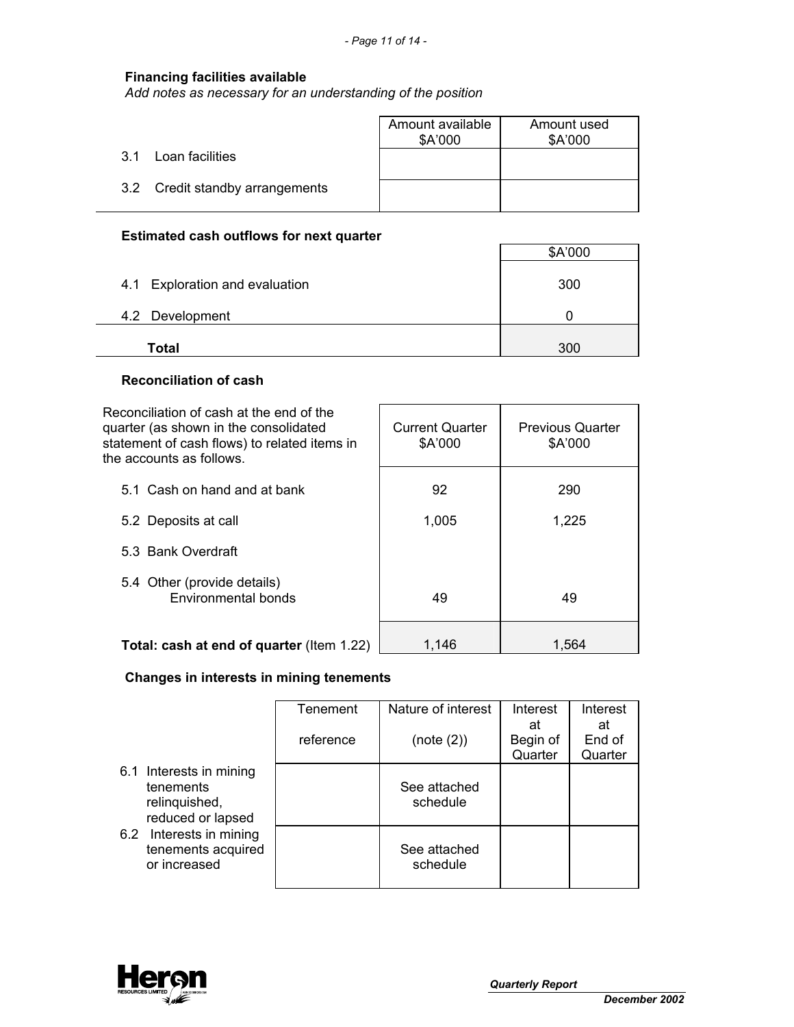### Financing facilities available

*Add notes as necessary for an understanding of the position*

| | Amount available $A'000 | Amount used $A'000 |
|---|---|---|
| 3.1 Loan facilities | | |
| 3.2 Credit standby arrangements | | |

### Estimated cash outflows for next quarter

| | $A'000 |
|---|---|
| 4.1 Exploration and evaluation | 300 |
| 4.2 Development | 0 |
| **Total** | 300 |

### Reconciliation of cash

| Reconciliation of cash at the end of the quarter (as shown in the consolidated statement of cash flows) to related items in the accounts as follows. | Current Quarter $A'000 | Previous Quarter $A'000 |
|---|---|---|
| 5.1 Cash on hand and at bank | 92 | 290 |
| 5.2 Deposits at call | 1,005 | 1,225 |
| 5.3 Bank Overdraft | | |
| 5.4 Other (provide details) Environmental bonds | 49 | 49 |
| **Total: cash at end of quarter** (Item 1.22) | 1,146 | 1,564 |

### Changes in interests in mining tenements

| | Tenement reference | Nature of interest (note (2)) | Interest at Begin of Quarter | Interest at End of Quarter |
|---|---|---|---|---|
| 6.1 Interests in mining tenements relinquished, reduced or lapsed | | See attached schedule | | |
| 6.2 Interests in mining tenements acquired or increased | | See attached schedule | | |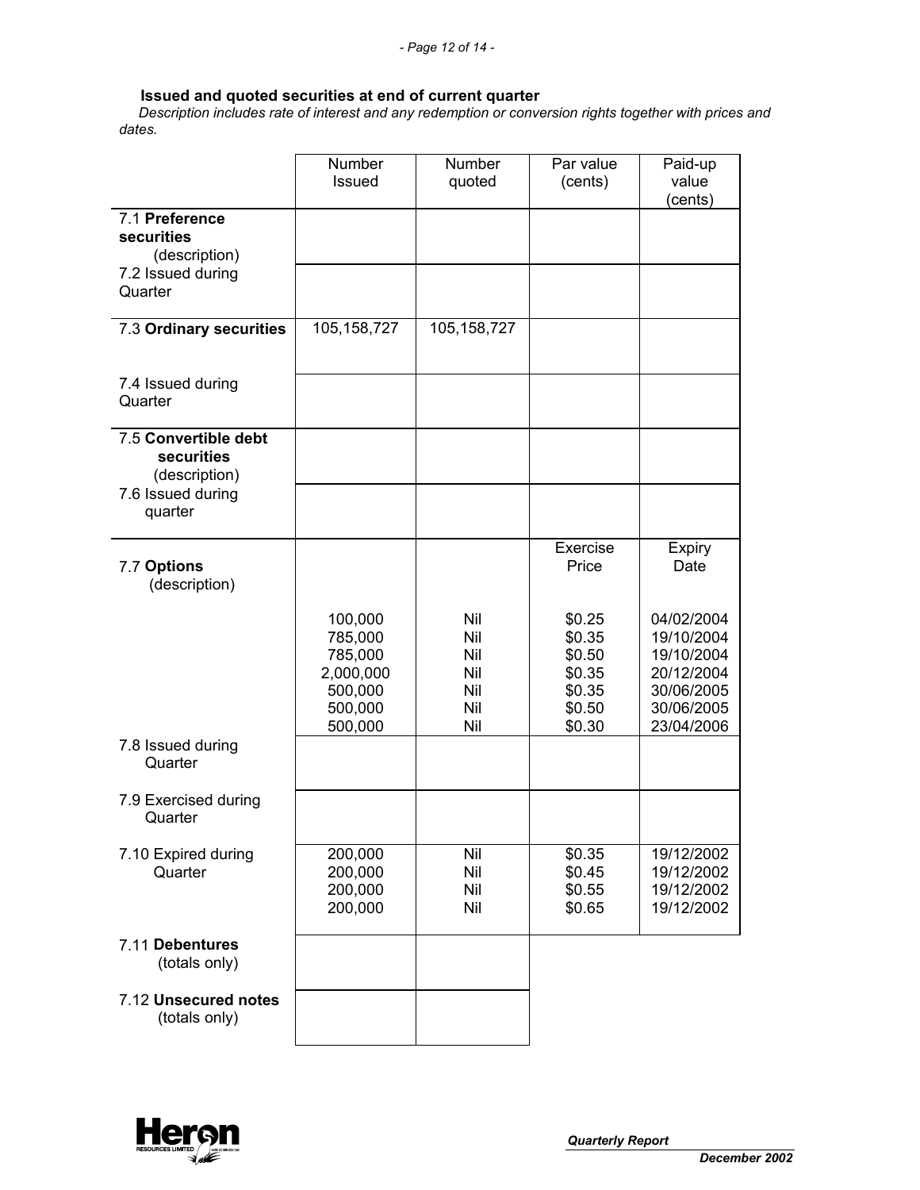**Issued and quoted securities at end of current quarter**

*Description includes rate of interest and any redemption or conversion rights together with prices and dates.*

| | Number Issued | Number quoted | Par value (cents) | Paid-up value (cents) |
|---|---|---|---|---|
| 7.1 **Preference securities** (description) | | | | |
| 7.2 Issued during Quarter | | | | |
| 7.3 **Ordinary securities** | 105,158,727 | 105,158,727 | | |
| 7.4 Issued during Quarter | | | | |
| 7.5 **Convertible debt securities** (description) | | | | |
| 7.6 Issued during quarter | | | | |
| 7.7 **Options** (description) | | | Exercise Price | Expiry Date |
| | 100,000 | Nil | $0.25 | 04/02/2004 |
| | 785,000 | Nil | $0.35 | 19/10/2004 |
| | 785,000 | Nil | $0.50 | 19/10/2004 |
| | 2,000,000 | Nil | $0.35 | 20/12/2004 |
| | 500,000 | Nil | $0.35 | 30/06/2005 |
| | 500,000 | Nil | $0.50 | 30/06/2005 |
| | 500,000 | Nil | $0.30 | 23/04/2006 |
| 7.8 Issued during Quarter | | | | |
| 7.9 Exercised during Quarter | | | | |
| 7.10 Expired during Quarter | 200,000 | Nil | $0.35 | 19/12/2002 |
| | 200,000 | Nil | $0.45 | 19/12/2002 |
| | 200,000 | Nil | $0.55 | 19/12/2002 |
| | 200,000 | Nil | $0.65 | 19/12/2002 |
| 7.11 **Debentures** (totals only) | | | | |
| 7.12 **Unsecured notes** (totals only) | | | | |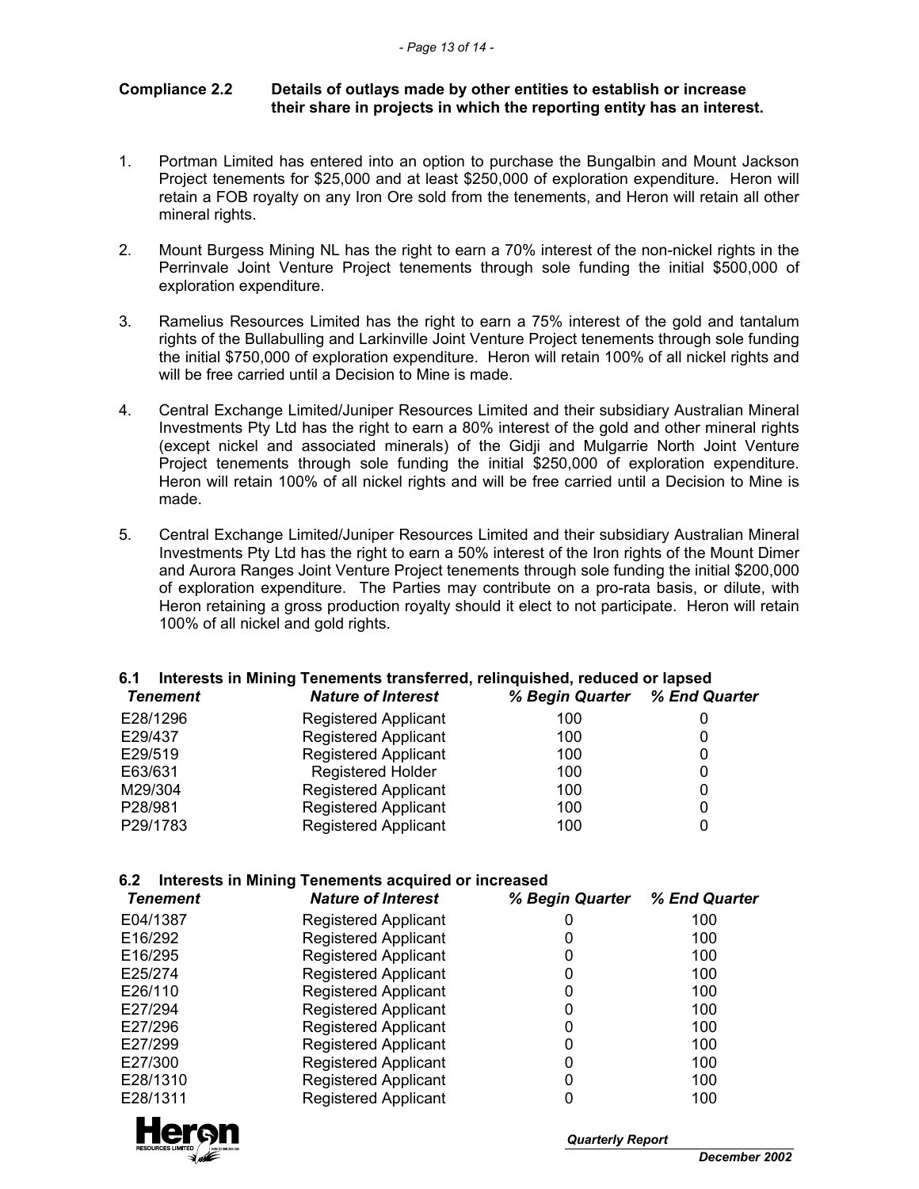**Compliance 2.2 Details of outlays made by other entities to establish or increase their share in projects in which the reporting entity has an interest.**

1. Portman Limited has entered into an option to purchase the Bungalbin and Mount Jackson Project tenements for $25,000 and at least $250,000 of exploration expenditure. Heron will retain a FOB royalty on any Iron Ore sold from the tenements, and Heron will retain all other mineral rights.

2. Mount Burgess Mining NL has the right to earn a 70% interest of the non-nickel rights in the Perrinvale Joint Venture Project tenements through sole funding the initial $500,000 of exploration expenditure.

3. Ramelius Resources Limited has the right to earn a 75% interest of the gold and tantalum rights of the Bullabulling and Larkinville Joint Venture Project tenements through sole funding the initial $750,000 of exploration expenditure. Heron will retain 100% of all nickel rights and will be free carried until a Decision to Mine is made.

4. Central Exchange Limited/Juniper Resources Limited and their subsidiary Australian Mineral Investments Pty Ltd has the right to earn a 80% interest of the gold and other mineral rights (except nickel and associated minerals) of the Gidji and Mulgarrie North Joint Venture Project tenements through sole funding the initial $250,000 of exploration expenditure. Heron will retain 100% of all nickel rights and will be free carried until a Decision to Mine is made.

5. Central Exchange Limited/Juniper Resources Limited and their subsidiary Australian Mineral Investments Pty Ltd has the right to earn a 50% interest of the Iron rights of the Mount Dimer and Aurora Ranges Joint Venture Project tenements through sole funding the initial $200,000 of exploration expenditure. The Parties may contribute on a pro-rata basis, or dilute, with Heron retaining a gross production royalty should it elect to not participate. Heron will retain 100% of all nickel and gold rights.

**6.1 Interests in Mining Tenements transferred, relinquished, reduced or lapsed**

| *Tenement* | *Nature of Interest* | *% Begin Quarter* | *% End Quarter* |
|---|---|---|---|
| E28/1296 | Registered Applicant | 100 | 0 |
| E29/437 | Registered Applicant | 100 | 0 |
| E29/519 | Registered Applicant | 100 | 0 |
| E63/631 | Registered Holder | 100 | 0 |
| M29/304 | Registered Applicant | 100 | 0 |
| P28/981 | Registered Applicant | 100 | 0 |
| P29/1783 | Registered Applicant | 100 | 0 |

**6.2 Interests in Mining Tenements acquired or increased**

| *Tenement* | *Nature of Interest* | *% Begin Quarter* | *% End Quarter* |
|---|---|---|---|
| E04/1387 | Registered Applicant | 0 | 100 |
| E16/292 | Registered Applicant | 0 | 100 |
| E16/295 | Registered Applicant | 0 | 100 |
| E25/274 | Registered Applicant | 0 | 100 |
| E26/110 | Registered Applicant | 0 | 100 |
| E27/294 | Registered Applicant | 0 | 100 |
| E27/296 | Registered Applicant | 0 | 100 |
| E27/299 | Registered Applicant | 0 | 100 |
| E27/300 | Registered Applicant | 0 | 100 |
| E28/1310 | Registered Applicant | 0 | 100 |
| E28/1311 | Registered Applicant | 0 | 100 |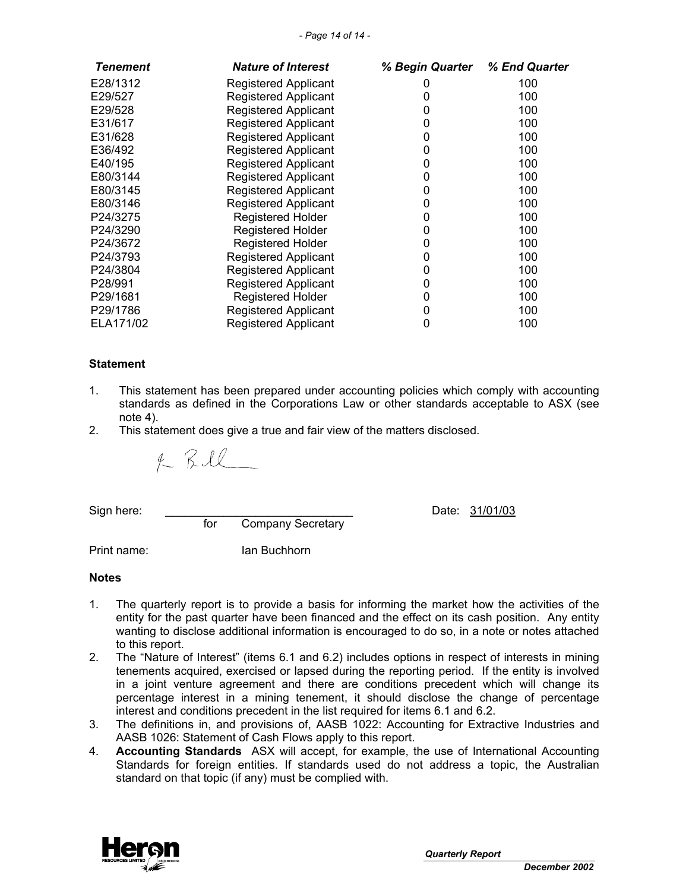| *Tenement* | *Nature of Interest* | *% Begin Quarter* | *% End Quarter* |
|---|---|---|---|
| E28/1312 | Registered Applicant | 0 | 100 |
| E29/527 | Registered Applicant | 0 | 100 |
| E29/528 | Registered Applicant | 0 | 100 |
| E31/617 | Registered Applicant | 0 | 100 |
| E31/628 | Registered Applicant | 0 | 100 |
| E36/492 | Registered Applicant | 0 | 100 |
| E40/195 | Registered Applicant | 0 | 100 |
| E80/3144 | Registered Applicant | 0 | 100 |
| E80/3145 | Registered Applicant | 0 | 100 |
| E80/3146 | Registered Applicant | 0 | 100 |
| P24/3275 | Registered Holder | 0 | 100 |
| P24/3290 | Registered Holder | 0 | 100 |
| P24/3672 | Registered Holder | 0 | 100 |
| P24/3793 | Registered Applicant | 0 | 100 |
| P24/3804 | Registered Applicant | 0 | 100 |
| P28/991 | Registered Applicant | 0 | 100 |
| P29/1681 | Registered Holder | 0 | 100 |
| P29/1786 | Registered Applicant | 0 | 100 |
| ELA171/02 | Registered Applicant | 0 | 100 |

**Statement**

1. This statement has been prepared under accounting policies which comply with accounting standards as defined in the Corporations Law or other standards acceptable to ASX (see note 4).
2. This statement does give a true and fair view of the matters disclosed.

Sign here: ______________________________ Date: 31/01/03
for Company Secretary

Print name: Ian Buchhorn

**Notes**

1. The quarterly report is to provide a basis for informing the market how the activities of the entity for the past quarter have been financed and the effect on its cash position. Any entity wanting to disclose additional information is encouraged to do so, in a note or notes attached to this report.
2. The "Nature of Interest" (items 6.1 and 6.2) includes options in respect of interests in mining tenements acquired, exercised or lapsed during the reporting period. If the entity is involved in a joint venture agreement and there are conditions precedent which will change its percentage interest in a mining tenement, it should disclose the change of percentage interest and conditions precedent in the list required for items 6.1 and 6.2.
3. The definitions in, and provisions of, AASB 1022: Accounting for Extractive Industries and AASB 1026: Statement of Cash Flows apply to this report.
4. **Accounting Standards** ASX will accept, for example, the use of International Accounting Standards for foreign entities. If standards used do not address a topic, the Australian standard on that topic (if any) must be complied with.